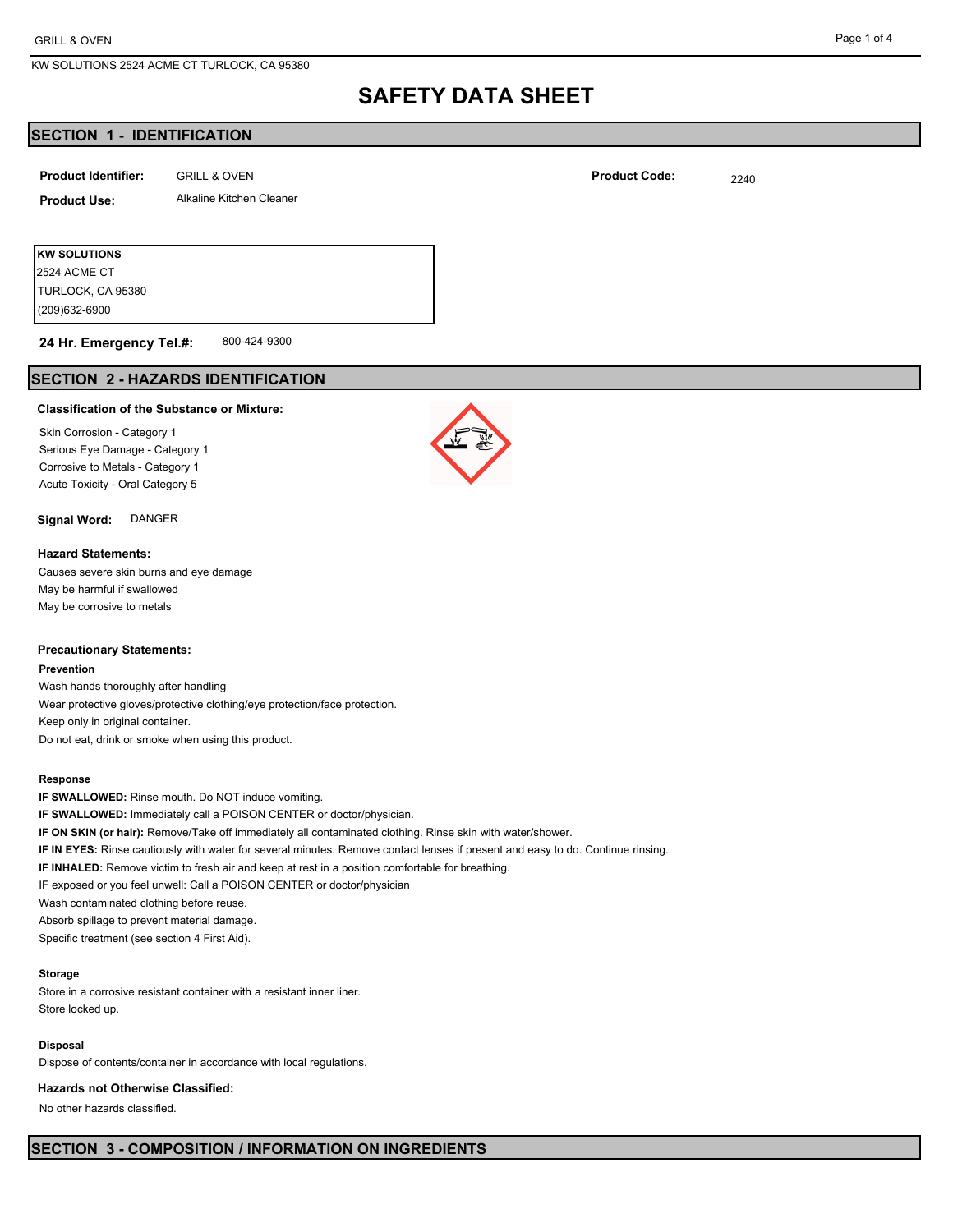# SAFETY DATA SHEET

## SECTION 1 - IDENTIFICATION

**Product Identifier:** GRILL & OVEN

**Product Code:** 2240

**Product Use:** Alkaline Kitchen Cleaner

**KW SOLUTIONS**
2524 ACME CT
TURLOCK, CA 95380
(209)632-6900

**24 Hr. Emergency Tel.#:** 800-424-9300

## SECTION 2 - HAZARDS IDENTIFICATION

### Classification of the Substance or Mixture:

Skin Corrosion - Category 1
Serious Eye Damage - Category 1
Corrosive to Metals - Category 1
Acute Toxicity - Oral Category 5

**Signal Word:** DANGER

### Hazard Statements:

Causes severe skin burns and eye damage
May be harmful if swallowed
May be corrosive to metals

### Precautionary Statements:

**Prevention**

Wash hands thoroughly after handling
Wear protective gloves/protective clothing/eye protection/face protection.
Keep only in original container.
Do not eat, drink or smoke when using this product.

**Response**

**IF SWALLOWED:** Rinse mouth. Do NOT induce vomiting.
**IF SWALLOWED:** Immediately call a POISON CENTER or doctor/physician.
**IF ON SKIN (or hair):** Remove/Take off immediately all contaminated clothing. Rinse skin with water/shower.
**IF IN EYES:** Rinse cautiously with water for several minutes. Remove contact lenses if present and easy to do. Continue rinsing.
**IF INHALED:** Remove victim to fresh air and keep at rest in a position comfortable for breathing.
IF exposed or you feel unwell: Call a POISON CENTER or doctor/physician
Wash contaminated clothing before reuse.
Absorb spillage to prevent material damage.
Specific treatment (see section 4 First Aid).

**Storage**

Store in a corrosive resistant container with a resistant inner liner.
Store locked up.

**Disposal**

Dispose of contents/container in accordance with local regulations.

### Hazards not Otherwise Classified:

No other hazards classified.

## SECTION 3 - COMPOSITION / INFORMATION ON INGREDIENTS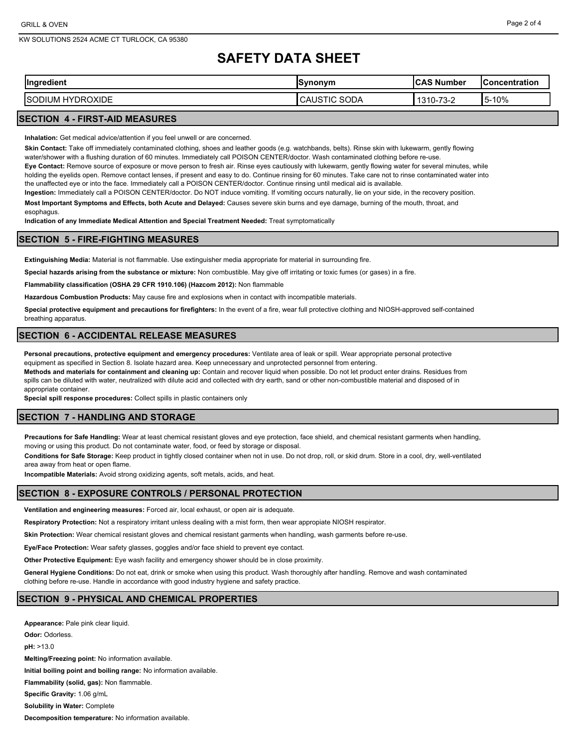# SAFETY DATA SHEET

| Ingredient | Synonym | CAS Number | Concentration |
| --- | --- | --- | --- |
| SODIUM HYDROXIDE | CAUSTIC SODA | 1310-73-2 | 5-10% |

## SECTION 4 - FIRST-AID MEASURES

**Inhalation:** Get medical advice/attention if you feel unwell or are concerned.

**Skin Contact:** Take off immediately contaminated clothing, shoes and leather goods (e.g. watchbands, belts). Rinse skin with lukewarm, gently flowing water/shower with a flushing duration of 60 minutes. Immediately call POISON CENTER/doctor. Wash contaminated clothing before re-use.

**Eye Contact:** Remove source of exposure or move person to fresh air. Rinse eyes cautiously with lukewarm, gently flowing water for several minutes, while holding the eyelids open. Remove contact lenses, if present and easy to do. Continue rinsing for 60 minutes. Take care not to rinse contaminated water into the unaffected eye or into the face. Immediately call a POISON CENTER/doctor. Continue rinsing until medical aid is available.

**Ingestion:** Immediately call a POISON CENTER/doctor. Do NOT induce vomiting. If vomiting occurs naturally, lie on your side, in the recovery position.

**Most Important Symptoms and Effects, both Acute and Delayed:** Causes severe skin burns and eye damage, burning of the mouth, throat, and esophagus.

**Indication of any Immediate Medical Attention and Special Treatment Needed:** Treat symptomatically

## SECTION 5 - FIRE-FIGHTING MEASURES

**Extinguishing Media:** Material is not flammable. Use extinguisher media appropriate for material in surrounding fire.

**Special hazards arising from the substance or mixture:** Non combustible. May give off irritating or toxic fumes (or gases) in a fire.

**Flammability classification (OSHA 29 CFR 1910.106) (Hazcom 2012):** Non flammable

**Hazardous Combustion Products:** May cause fire and explosions when in contact with incompatible materials.

**Special protective equipment and precautions for firefighters:** In the event of a fire, wear full protective clothing and NIOSH-approved self-contained breathing apparatus.

## SECTION 6 - ACCIDENTAL RELEASE MEASURES

**Personal precautions, protective equipment and emergency procedures:** Ventilate area of leak or spill. Wear appropriate personal protective equipment as specified in Section 8. Isolate hazard area. Keep unnecessary and unprotected personnel from entering.

**Methods and materials for containment and cleaning up:** Contain and recover liquid when possible. Do not let product enter drains. Residues from spills can be diluted with water, neutralized with dilute acid and collected with dry earth, sand or other non-combustible material and disposed of in appropriate container.

**Special spill response procedures:** Collect spills in plastic containers only

## SECTION 7 - HANDLING AND STORAGE

**Precautions for Safe Handling:** Wear at least chemical resistant gloves and eye protection, face shield, and chemical resistant garments when handling, moving or using this product. Do not contaminate water, food, or feed by storage or disposal.

**Conditions for Safe Storage:** Keep product in tightly closed container when not in use. Do not drop, roll, or skid drum. Store in a cool, dry, well-ventilated area away from heat or open flame.

**Incompatible Materials:** Avoid strong oxidizing agents, soft metals, acids, and heat.

## SECTION 8 - EXPOSURE CONTROLS / PERSONAL PROTECTION

**Ventilation and engineering measures:** Forced air, local exhaust, or open air is adequate.

**Respiratory Protection:** Not a respiratory irritant unless dealing with a mist form, then wear appropiate NIOSH respirator.

**Skin Protection:** Wear chemical resistant gloves and chemical resistant garments when handling, wash garments before re-use.

**Eye/Face Protection:** Wear safety glasses, goggles and/or face shield to prevent eye contact.

**Other Protective Equipment:** Eye wash facility and emergency shower should be in close proximity.

**General Hygiene Conditions:** Do not eat, drink or smoke when using this product. Wash thoroughly after handling. Remove and wash contaminated clothing before re-use. Handle in accordance with good industry hygiene and safety practice.

## SECTION 9 - PHYSICAL AND CHEMICAL PROPERTIES

**Appearance:** Pale pink clear liquid.

**Odor:** Odorless.

**pH:** >13.0

**Melting/Freezing point:** No information available.

**Initial boiling point and boiling range:** No information available.

**Flammability (solid, gas):** Non flammable.

**Specific Gravity:** 1.06 g/mL

**Solubility in Water:** Complete

**Decomposition temperature:** No information available.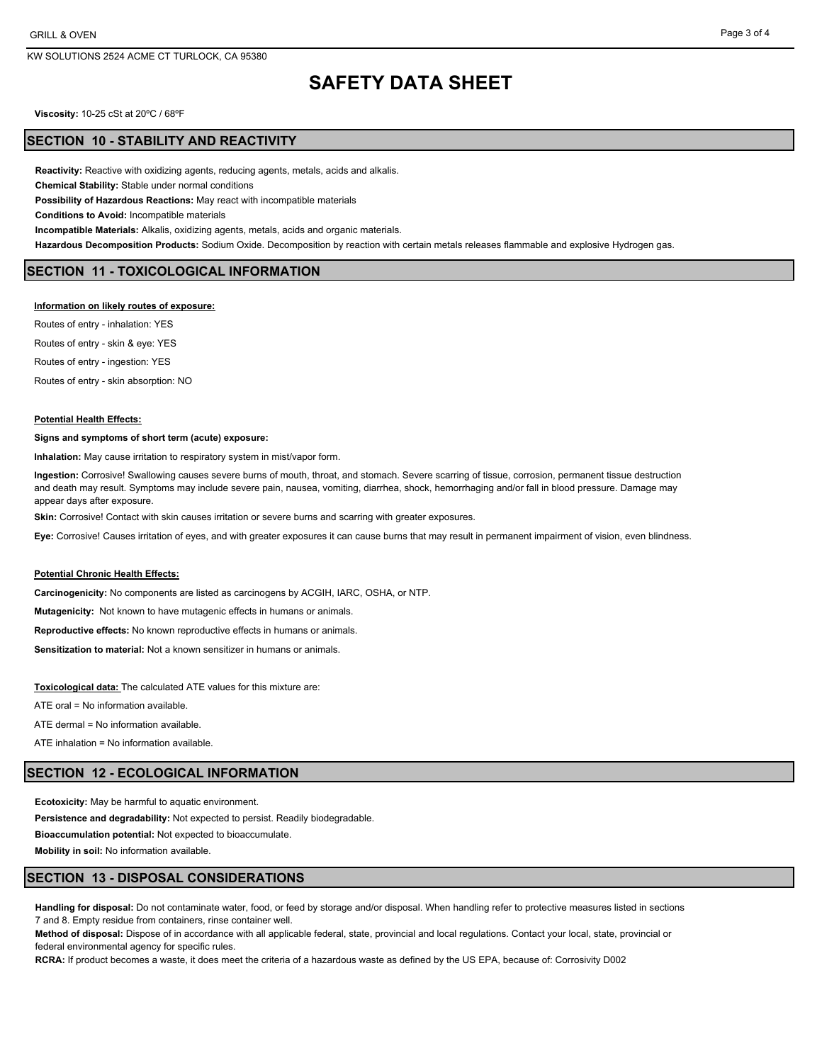# SAFETY DATA SHEET

**Viscosity:** 10-25 cSt at 20ºC / 68ºF

## SECTION 10 - STABILITY AND REACTIVITY

**Reactivity:** Reactive with oxidizing agents, reducing agents, metals, acids and alkalis.

**Chemical Stability:** Stable under normal conditions

**Possibility of Hazardous Reactions:** May react with incompatible materials

**Conditions to Avoid:** Incompatible materials

**Incompatible Materials:** Alkalis, oxidizing agents, metals, acids and organic materials.

**Hazardous Decomposition Products:** Sodium Oxide. Decomposition by reaction with certain metals releases flammable and explosive Hydrogen gas.

## SECTION 11 - TOXICOLOGICAL INFORMATION

**Information on likely routes of exposure:**

Routes of entry - inhalation: YES

Routes of entry - skin & eye: YES

Routes of entry - ingestion: YES

Routes of entry - skin absorption: NO

**Potential Health Effects:**

**Signs and symptoms of short term (acute) exposure:**

**Inhalation:** May cause irritation to respiratory system in mist/vapor form.

**Ingestion:** Corrosive! Swallowing causes severe burns of mouth, throat, and stomach. Severe scarring of tissue, corrosion, permanent tissue destruction and death may result. Symptoms may include severe pain, nausea, vomiting, diarrhea, shock, hemorrhaging and/or fall in blood pressure. Damage may appear days after exposure.

**Skin:** Corrosive! Contact with skin causes irritation or severe burns and scarring with greater exposures.

**Eye:** Corrosive! Causes irritation of eyes, and with greater exposures it can cause burns that may result in permanent impairment of vision, even blindness.

**Potential Chronic Health Effects:**

**Carcinogenicity:** No components are listed as carcinogens by ACGIH, IARC, OSHA, or NTP.

**Mutagenicity:** Not known to have mutagenic effects in humans or animals.

**Reproductive effects:** No known reproductive effects in humans or animals.

**Sensitization to material:** Not a known sensitizer in humans or animals.

**Toxicological data:** The calculated ATE values for this mixture are:

ATE oral = No information available.

ATE dermal = No information available.

ATE inhalation = No information available.

## SECTION 12 - ECOLOGICAL INFORMATION

**Ecotoxicity:** May be harmful to aquatic environment.

**Persistence and degradability:** Not expected to persist. Readily biodegradable.

**Bioaccumulation potential:** Not expected to bioaccumulate.

**Mobility in soil:** No information available.

## SECTION 13 - DISPOSAL CONSIDERATIONS

**Handling for disposal:** Do not contaminate water, food, or feed by storage and/or disposal. When handling refer to protective measures listed in sections 7 and 8. Empty residue from containers, rinse container well.

**Method of disposal:** Dispose of in accordance with all applicable federal, state, provincial and local regulations. Contact your local, state, provincial or federal environmental agency for specific rules.

**RCRA:** If product becomes a waste, it does meet the criteria of a hazardous waste as defined by the US EPA, because of: Corrosivity D002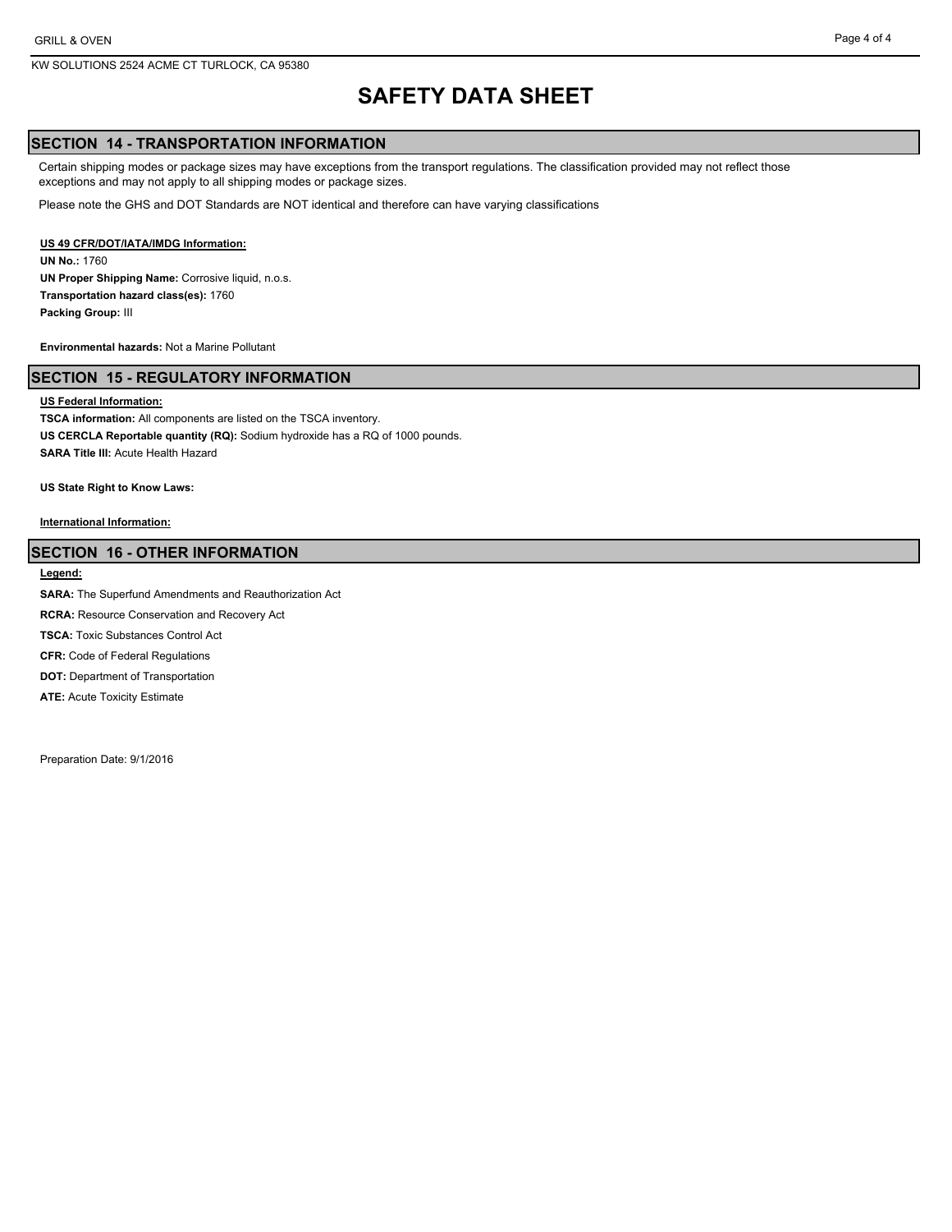# SAFETY DATA SHEET

## SECTION 14 - TRANSPORTATION INFORMATION

Certain shipping modes or package sizes may have exceptions from the transport regulations. The classification provided may not reflect those exceptions and may not apply to all shipping modes or package sizes.

Please note the GHS and DOT Standards are NOT identical and therefore can have varying classifications

**US 49 CFR/DOT/IATA/IMDG Information:**

**UN No.:** 1760

**UN Proper Shipping Name:** Corrosive liquid, n.o.s.

**Transportation hazard class(es):** 1760

**Packing Group:** III

**Environmental hazards:** Not a Marine Pollutant

## SECTION 15 - REGULATORY INFORMATION

**US Federal Information:**

**TSCA information:** All components are listed on the TSCA inventory.

**US CERCLA Reportable quantity (RQ):** Sodium hydroxide has a RQ of 1000 pounds.

**SARA Title III:** Acute Health Hazard

**US State Right to Know Laws:**

**International Information:**

## SECTION 16 - OTHER INFORMATION

**Legend:**

**SARA:** The Superfund Amendments and Reauthorization Act

**RCRA:** Resource Conservation and Recovery Act

**TSCA:** Toxic Substances Control Act

**CFR:** Code of Federal Regulations

**DOT:** Department of Transportation

**ATE:** Acute Toxicity Estimate

Preparation Date: 9/1/2016